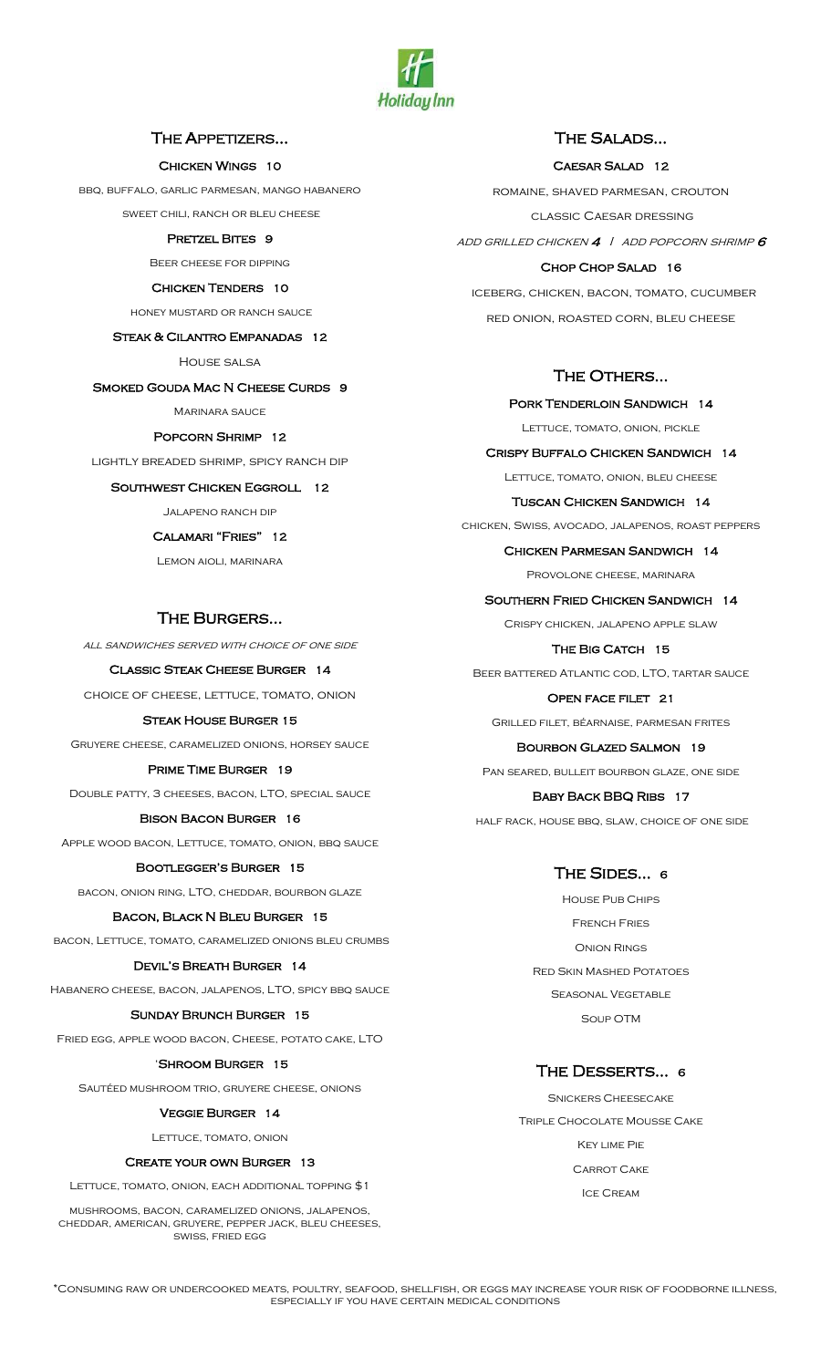Holiday Inn

## The Appetizers...

**Chicken Wings 10**

bbq, buffalo, garlic parmesan, mango habanero

sweet chili, ranch or bleu cheese

**Pretzel Bites 9**

Beer cheese for dipping

**Chicken Tenders 10**

honey mustard or ranch sauce

**Steak & Cilantro Empanadas 12**

House salsa

**Smoked Gouda Mac N Cheese Curds 9**

Marinara sauce

**Popcorn Shrimp 12**

lightly breaded shrimp, spicy ranch dip

**Southwest Chicken Eggroll 12**

Jalapeno ranch dip

**Calamari "Fries" 12**

Lemon aioli, marinara

## The Burgers...

*all sandwiches served with choice of one side*

**Classic Steak Cheese Burger 14**

choice of cheese, lettuce, tomato, onion

**Steak House Burger 15**

Gruyere cheese, caramelized onions, horsey sauce

**Prime Time Burger 19**

Double patty, 3 cheeses, bacon, LTO, special sauce

**Bison Bacon Burger 16**

Apple wood bacon, Lettuce, tomato, onion, bbq sauce

**Bootlegger's Burger 15**

bacon, onion ring, LTO, cheddar, bourbon glaze

**Bacon, Black N Bleu Burger 15**

bacon, Lettuce, tomato, caramelized onions bleu crumbs

**Devil's Breath Burger 14**

Habanero cheese, bacon, jalapenos, LTO, spicy bbq sauce

**Sunday Brunch Burger 15**

Fried egg, apple wood bacon, Cheese, potato cake, LTO

**'Shroom Burger 15**

Sautéed mushroom trio, gruyere cheese, onions

**Veggie Burger 14**

Lettuce, tomato, onion

**Create your own Burger 13**

Lettuce, tomato, onion, each additional topping $1

mushrooms, bacon, caramelized onions, jalapenos, cheddar, american, gruyere, pepper jack, bleu cheeses, swiss, fried egg

## The Salads...

**Caesar Salad 12**

romaine, shaved parmesan, crouton

classic Caesar dressing

*add grilled chicken **4** / add popcorn shrimp **6***

**Chop Chop Salad 16**

iceberg, chicken, bacon, tomato, cucumber

red onion, roasted corn, bleu cheese

## The Others...

**Pork Tenderloin Sandwich 14**

Lettuce, tomato, onion, pickle

**Crispy Buffalo Chicken Sandwich 14**

Lettuce, tomato, onion, bleu cheese

**Tuscan Chicken Sandwich 14**

chicken, Swiss, avocado, jalapenos, roast peppers

**Chicken Parmesan Sandwich 14**

Provolone cheese, marinara

**Southern Fried Chicken Sandwich 14**

Crispy chicken, jalapeno apple slaw

**The Big Catch 15**

Beer battered Atlantic cod, LTO, tartar sauce

**Open face filet 21**

Grilled filet, béarnaise, parmesan frites

**Bourbon Glazed Salmon 19**

Pan seared, bulleit bourbon glaze, one side

**Baby Back BBQ Ribs 17**

half rack, house bbq, slaw, choice of one side

## The Sides... 6

House Pub Chips

French Fries

Onion Rings

Red Skin Mashed Potatoes

Seasonal Vegetable

Soup OTM

## The Desserts... 6

Snickers Cheesecake

Triple Chocolate Mousse Cake

Key lime Pie

Carrot Cake

Ice Cream

*Consuming raw or undercooked meats, poultry, seafood, shellfish, or eggs may increase your risk of foodborne illness, especially if you have certain medical conditions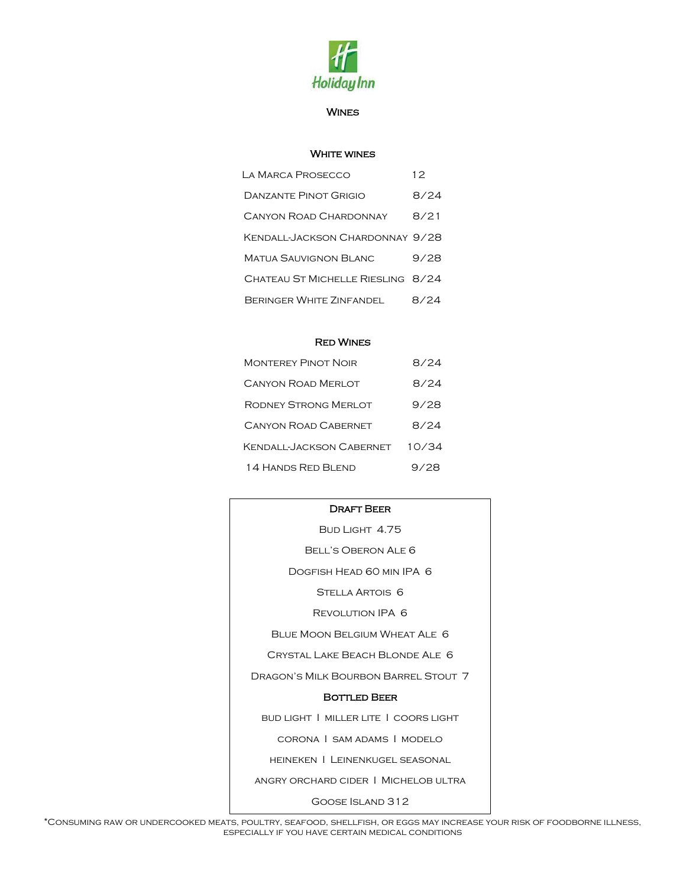Holiday Inn

# Wines

## White wines

| | |
|---|---|
| La Marca Prosecco | 12 |
| Danzante Pinot Grigio | 8/24 |
| Canyon Road Chardonnay | 8/21 |
| Kendall-Jackson Chardonnay | 9/28 |
| Matua Sauvignon Blanc | 9/28 |
| Chateau St Michelle Riesling | 8/24 |
| Beringer White Zinfandel | 8/24 |

## Red Wines

| | |
|---|---|
| Monterey Pinot Noir | 8/24 |
| Canyon Road Merlot | 8/24 |
| Rodney Strong Merlot | 9/28 |
| Canyon Road Cabernet | 8/24 |
| Kendall-Jackson Cabernet | 10/34 |
| 14 Hands Red Blend | 9/28 |

## Draft Beer

Bud Light 4.75

Bell's Oberon Ale 6

Dogfish Head 60 min IPA 6

Stella Artois 6

Revolution IPA 6

Blue Moon Belgium Wheat Ale 6

Crystal Lake Beach Blonde Ale 6

Dragon's Milk Bourbon Barrel Stout 7

## Bottled Beer

bud light I miller lite I coors light

corona I sam adams I modelo

heineken I Leinenkugel seasonal

angry orchard cider I Michelob ultra

Goose Island 312

*Consuming raw or undercooked meats, poultry, seafood, shellfish, or eggs may increase your risk of foodborne illness, especially if you have certain medical conditions